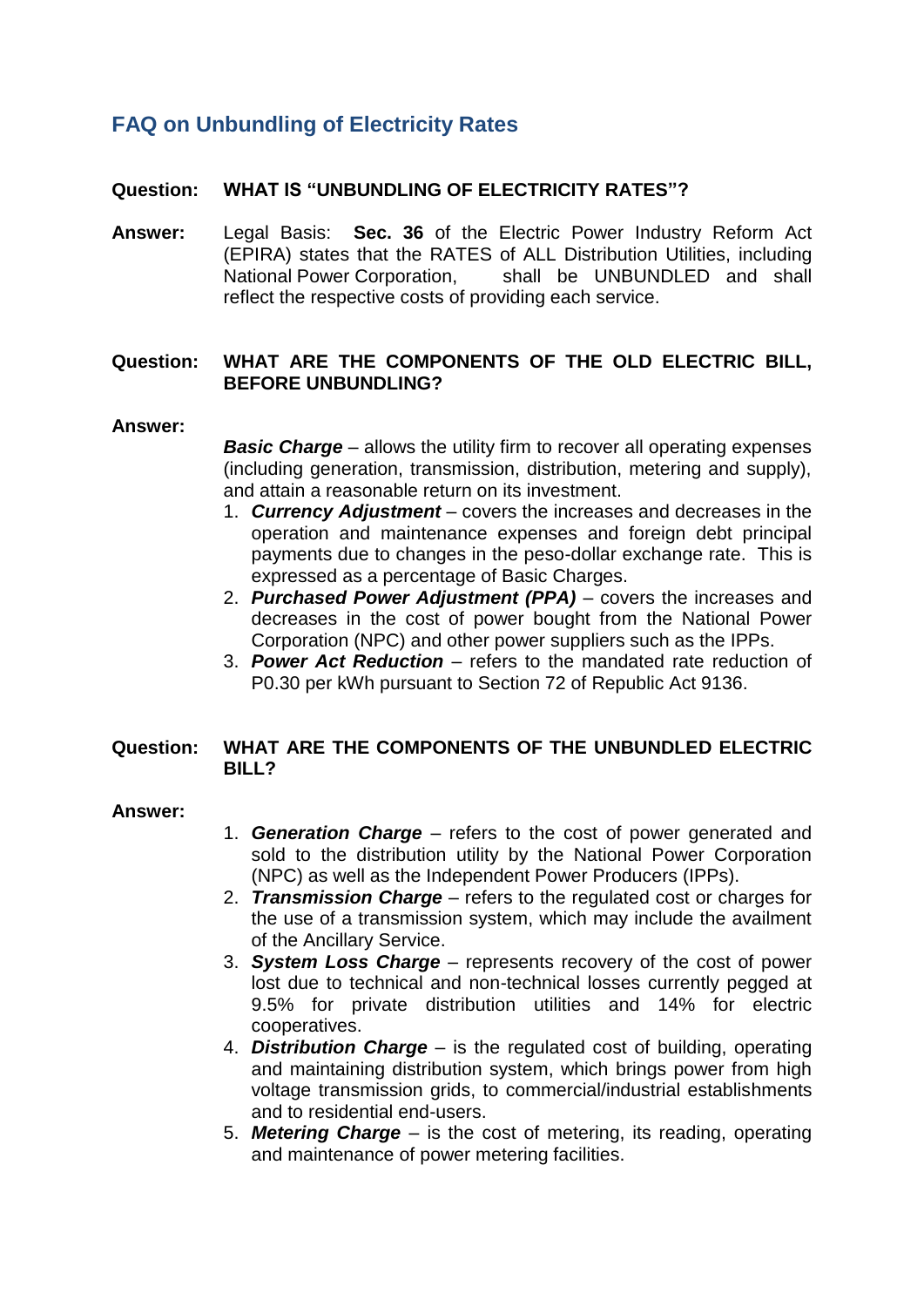## FAQ on Unbundling of Electricity Rates

**Question: WHAT IS "UNBUNDLING OF ELECTRICITY RATES"?**

**Answer:** Legal Basis: **Sec. 36** of the Electric Power Industry Reform Act (EPIRA) states that the RATES of ALL Distribution Utilities, including National Power Corporation, shall be UNBUNDLED and shall reflect the respective costs of providing each service.

**Question: WHAT ARE THE COMPONENTS OF THE OLD ELECTRIC BILL, BEFORE UNBUNDLING?**

**Answer:**

***Basic Charge*** – allows the utility firm to recover all operating expenses (including generation, transmission, distribution, metering and supply), and attain a reasonable return on its investment.

1. ***Currency Adjustment*** – covers the increases and decreases in the operation and maintenance expenses and foreign debt principal payments due to changes in the peso-dollar exchange rate. This is expressed as a percentage of Basic Charges.
2. ***Purchased Power Adjustment (PPA)*** – covers the increases and decreases in the cost of power bought from the National Power Corporation (NPC) and other power suppliers such as the IPPs.
3. ***Power Act Reduction*** – refers to the mandated rate reduction of P0.30 per kWh pursuant to Section 72 of Republic Act 9136.

**Question: WHAT ARE THE COMPONENTS OF THE UNBUNDLED ELECTRIC BILL?**

**Answer:**

1. ***Generation Charge*** – refers to the cost of power generated and sold to the distribution utility by the National Power Corporation (NPC) as well as the Independent Power Producers (IPPs).
2. ***Transmission Charge*** – refers to the regulated cost or charges for the use of a transmission system, which may include the availment of the Ancillary Service.
3. ***System Loss Charge*** – represents recovery of the cost of power lost due to technical and non-technical losses currently pegged at 9.5% for private distribution utilities and 14% for electric cooperatives.
4. ***Distribution Charge*** – is the regulated cost of building, operating and maintaining distribution system, which brings power from high voltage transmission grids, to commercial/industrial establishments and to residential end-users.
5. ***Metering Charge*** – is the cost of metering, its reading, operating and maintenance of power metering facilities.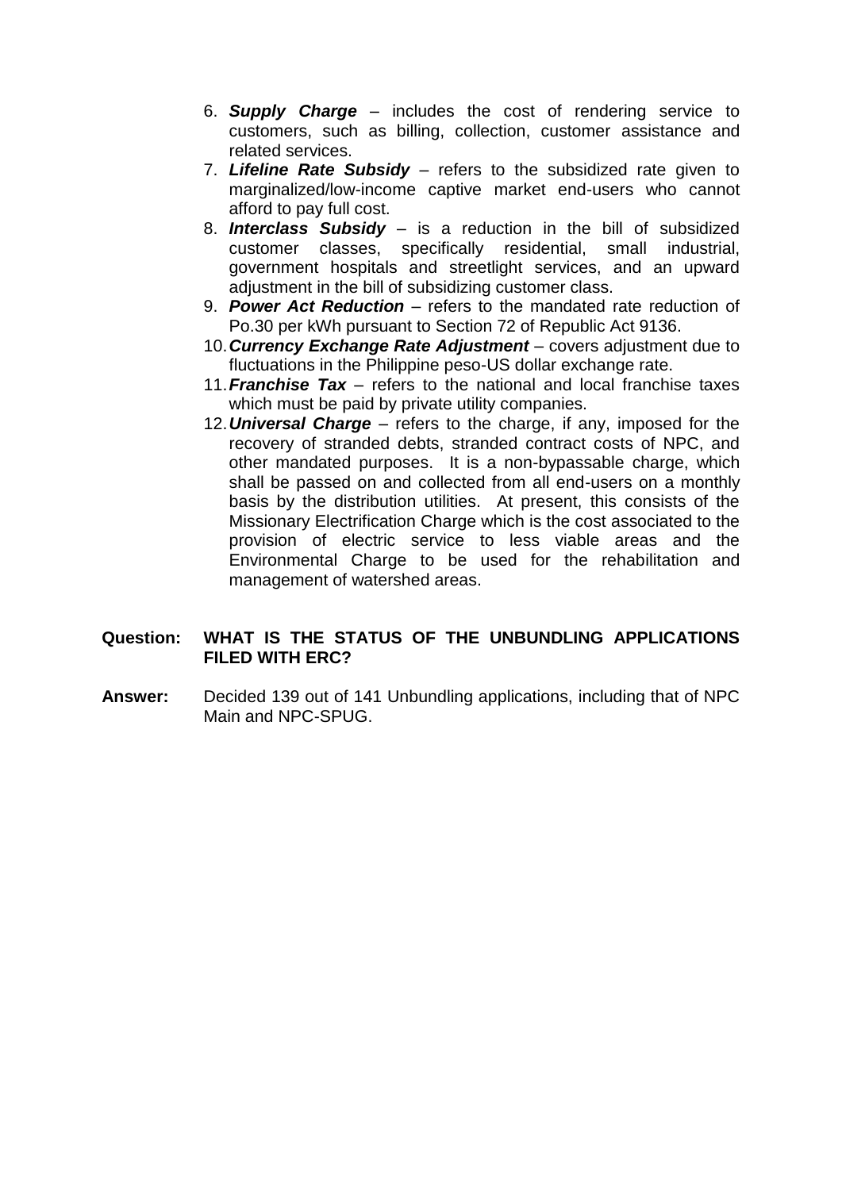6. ***Supply Charge*** – includes the cost of rendering service to customers, such as billing, collection, customer assistance and related services.
7. ***Lifeline Rate Subsidy*** – refers to the subsidized rate given to marginalized/low-income captive market end-users who cannot afford to pay full cost.
8. ***Interclass Subsidy*** – is a reduction in the bill of subsidized customer classes, specifically residential, small industrial, government hospitals and streetlight services, and an upward adjustment in the bill of subsidizing customer class.
9. ***Power Act Reduction*** – refers to the mandated rate reduction of Po.30 per kWh pursuant to Section 72 of Republic Act 9136.
10. ***Currency Exchange Rate Adjustment*** – covers adjustment due to fluctuations in the Philippine peso-US dollar exchange rate.
11. ***Franchise Tax*** – refers to the national and local franchise taxes which must be paid by private utility companies.
12. ***Universal Charge*** – refers to the charge, if any, imposed for the recovery of stranded debts, stranded contract costs of NPC, and other mandated purposes. It is a non-bypassable charge, which shall be passed on and collected from all end-users on a monthly basis by the distribution utilities. At present, this consists of the Missionary Electrification Charge which is the cost associated to the provision of electric service to less viable areas and the Environmental Charge to be used for the rehabilitation and management of watershed areas.

**Question: WHAT IS THE STATUS OF THE UNBUNDLING APPLICATIONS FILED WITH ERC?**

**Answer:** Decided 139 out of 141 Unbundling applications, including that of NPC Main and NPC-SPUG.